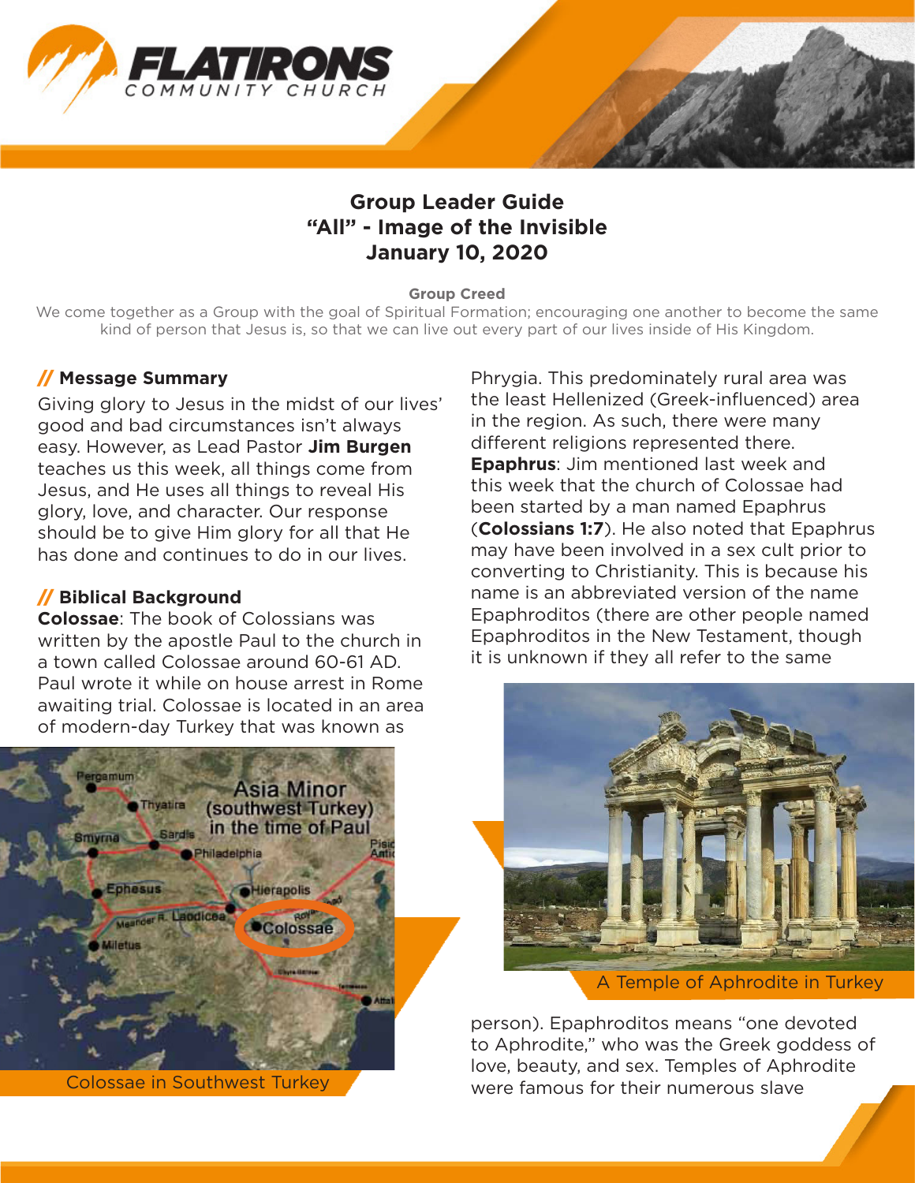# Group Leader Guide
## "All" - Image of the Invisible
## January 10, 2020

**Group Creed**

We come together as a Group with the goal of Spiritual Formation; encouraging one another to become the same kind of person that Jesus is, so that we can live out every part of our lives inside of His Kingdom.

## // Message Summary

Giving glory to Jesus in the midst of our lives' good and bad circumstances isn't always easy. However, as Lead Pastor **Jim Burgen** teaches us this week, all things come from Jesus, and He uses all things to reveal His glory, love, and character. Our response should be to give Him glory for all that He has done and continues to do in our lives.

## // Biblical Background

**Colossae**: The book of Colossians was written by the apostle Paul to the church in a town called Colossae around 60-61 AD. Paul wrote it while on house arrest in Rome awaiting trial. Colossae is located in an area of modern-day Turkey that was known as Phrygia. This predominately rural area was the least Hellenized (Greek-influenced) area in the region. As such, there were many different religions represented there.

Colossae in Southwest Turkey

**Epaphrus**: Jim mentioned last week and this week that the church of Colossae had been started by a man named Epaphrus (**Colossians 1:7**). He also noted that Epaphrus may have been involved in a sex cult prior to converting to Christianity. This is because his name is an abbreviated version of the name Epaphroditos (there are other people named Epaphroditos in the New Testament, though it is unknown if they all refer to the same person). Epaphroditos means "one devoted to Aphrodite," who was the Greek goddess of love, beauty, and sex. Temples of Aphrodite were famous for their numerous slave

A Temple of Aphrodite in Turkey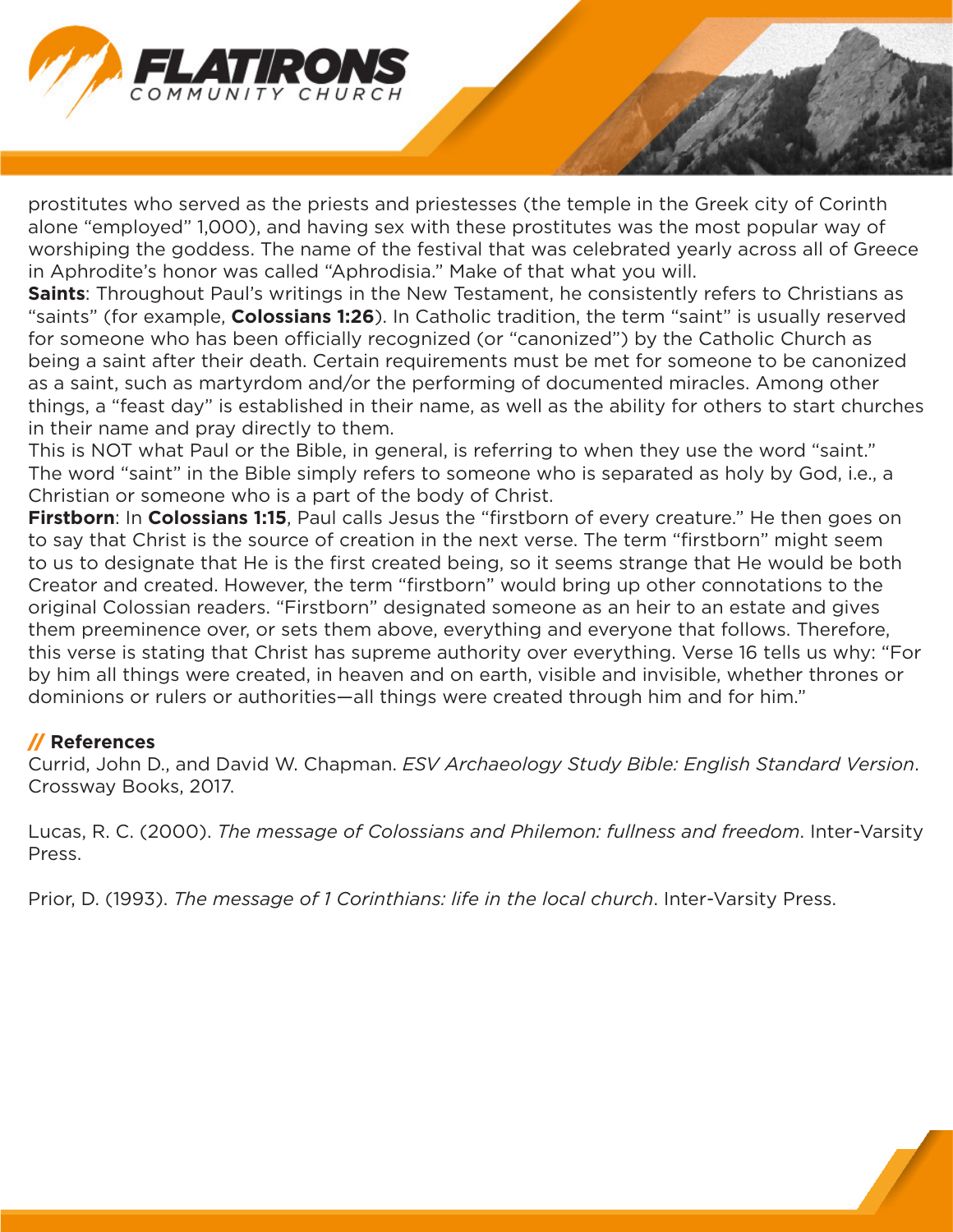prostitutes who served as the priests and priestesses (the temple in the Greek city of Corinth alone "employed" 1,000), and having sex with these prostitutes was the most popular way of worshiping the goddess. The name of the festival that was celebrated yearly across all of Greece in Aphrodite's honor was called "Aphrodisia." Make of that what you will.

**Saints**: Throughout Paul's writings in the New Testament, he consistently refers to Christians as "saints" (for example, **Colossians 1:26**). In Catholic tradition, the term "saint" is usually reserved for someone who has been officially recognized (or "canonized") by the Catholic Church as being a saint after their death. Certain requirements must be met for someone to be canonized as a saint, such as martyrdom and/or the performing of documented miracles. Among other things, a "feast day" is established in their name, as well as the ability for others to start churches in their name and pray directly to them.

This is NOT what Paul or the Bible, in general, is referring to when they use the word "saint." The word "saint" in the Bible simply refers to someone who is separated as holy by God, i.e., a Christian or someone who is a part of the body of Christ.

**Firstborn**: In **Colossians 1:15**, Paul calls Jesus the "firstborn of every creature." He then goes on to say that Christ is the source of creation in the next verse. The term "firstborn" might seem to us to designate that He is the first created being, so it seems strange that He would be both Creator and created. However, the term "firstborn" would bring up other connotations to the original Colossian readers. "Firstborn" designated someone as an heir to an estate and gives them preeminence over, or sets them above, everything and everyone that follows. Therefore, this verse is stating that Christ has supreme authority over everything. Verse 16 tells us why: "For by him all things were created, in heaven and on earth, visible and invisible, whether thrones or dominions or rulers or authorities—all things were created through him and for him."

## // References

Currid, John D., and David W. Chapman. *ESV Archaeology Study Bible: English Standard Version*. Crossway Books, 2017.

Lucas, R. C. (2000). *The message of Colossians and Philemon: fullness and freedom*. Inter-Varsity Press.

Prior, D. (1993). *The message of 1 Corinthians: life in the local church*. Inter-Varsity Press.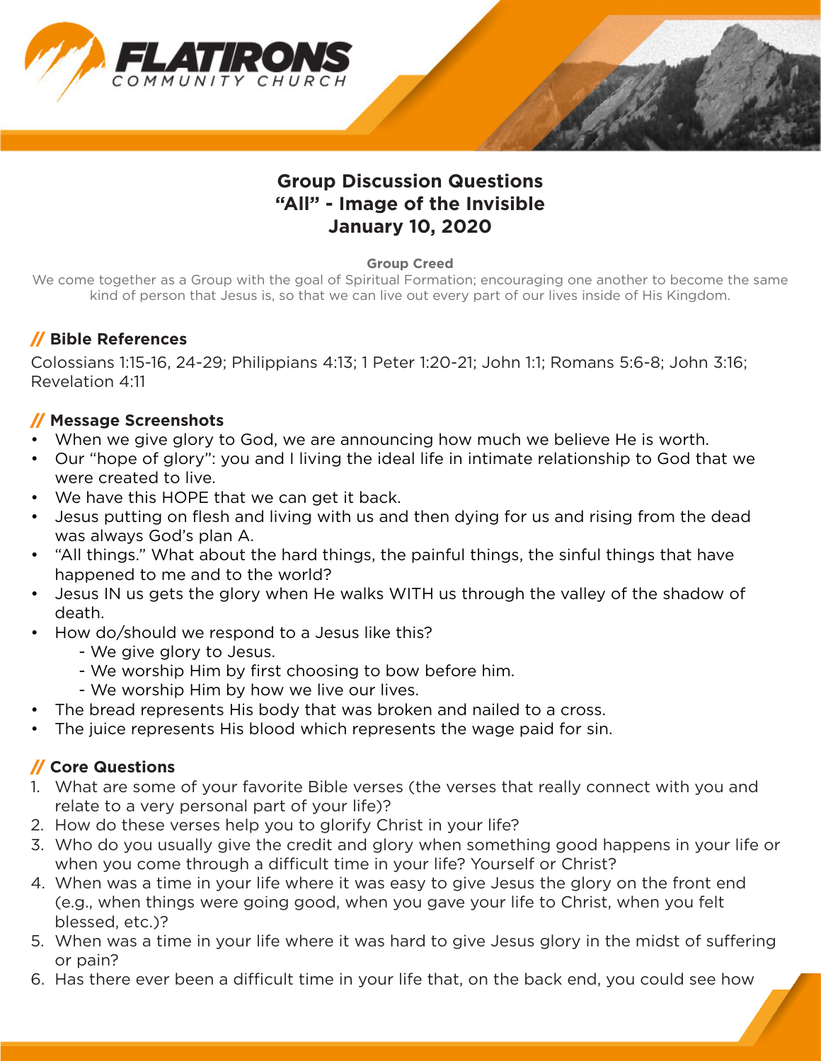## Group Discussion Questions
## "All" - Image of the Invisible
## January 10, 2020

**Group Creed**

We come together as a Group with the goal of Spiritual Formation; encouraging one another to become the same kind of person that Jesus is, so that we can live out every part of our lives inside of His Kingdom.

### // Bible References

Colossians 1:15-16, 24-29; Philippians 4:13; 1 Peter 1:20-21; John 1:1; Romans 5:6-8; John 3:16; Revelation 4:11

### // Message Screenshots

- When we give glory to God, we are announcing how much we believe He is worth.
- Our "hope of glory": you and I living the ideal life in intimate relationship to God that we were created to live.
- We have this HOPE that we can get it back.
- Jesus putting on flesh and living with us and then dying for us and rising from the dead was always God's plan A.
- "All things." What about the hard things, the painful things, the sinful things that have happened to me and to the world?
- Jesus IN us gets the glory when He walks WITH us through the valley of the shadow of death.
- How do/should we respond to a Jesus like this?
  - We give glory to Jesus.
  - We worship Him by first choosing to bow before him.
  - We worship Him by how we live our lives.
- The bread represents His body that was broken and nailed to a cross.
- The juice represents His blood which represents the wage paid for sin.

### // Core Questions

1. What are some of your favorite Bible verses (the verses that really connect with you and relate to a very personal part of your life)?
2. How do these verses help you to glorify Christ in your life?
3. Who do you usually give the credit and glory when something good happens in your life or when you come through a difficult time in your life? Yourself or Christ?
4. When was a time in your life where it was easy to give Jesus the glory on the front end (e.g., when things were going good, when you gave your life to Christ, when you felt blessed, etc.)?
5. When was a time in your life where it was hard to give Jesus glory in the midst of suffering or pain?
6. Has there ever been a difficult time in your life that, on the back end, you could see how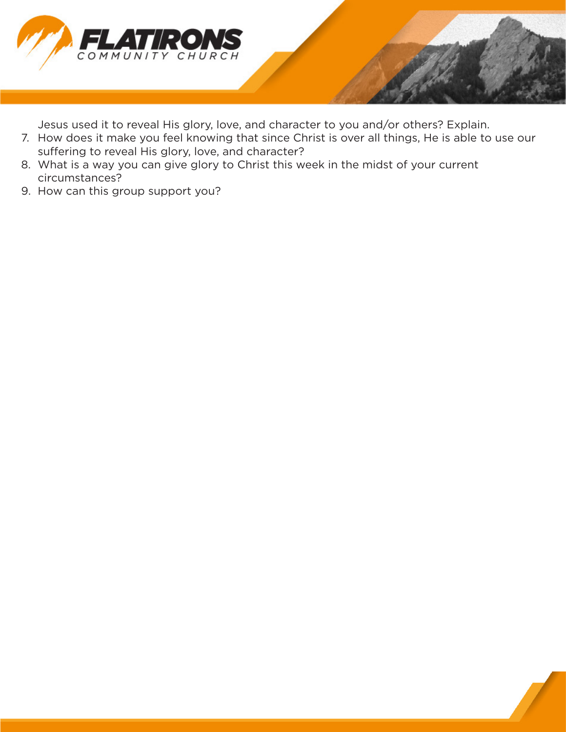Jesus used it to reveal His glory, love, and character to you and/or others? Explain.

7. How does it make you feel knowing that since Christ is over all things, He is able to use our suffering to reveal His glory, love, and character?
8. What is a way you can give glory to Christ this week in the midst of your current circumstances?
9. How can this group support you?